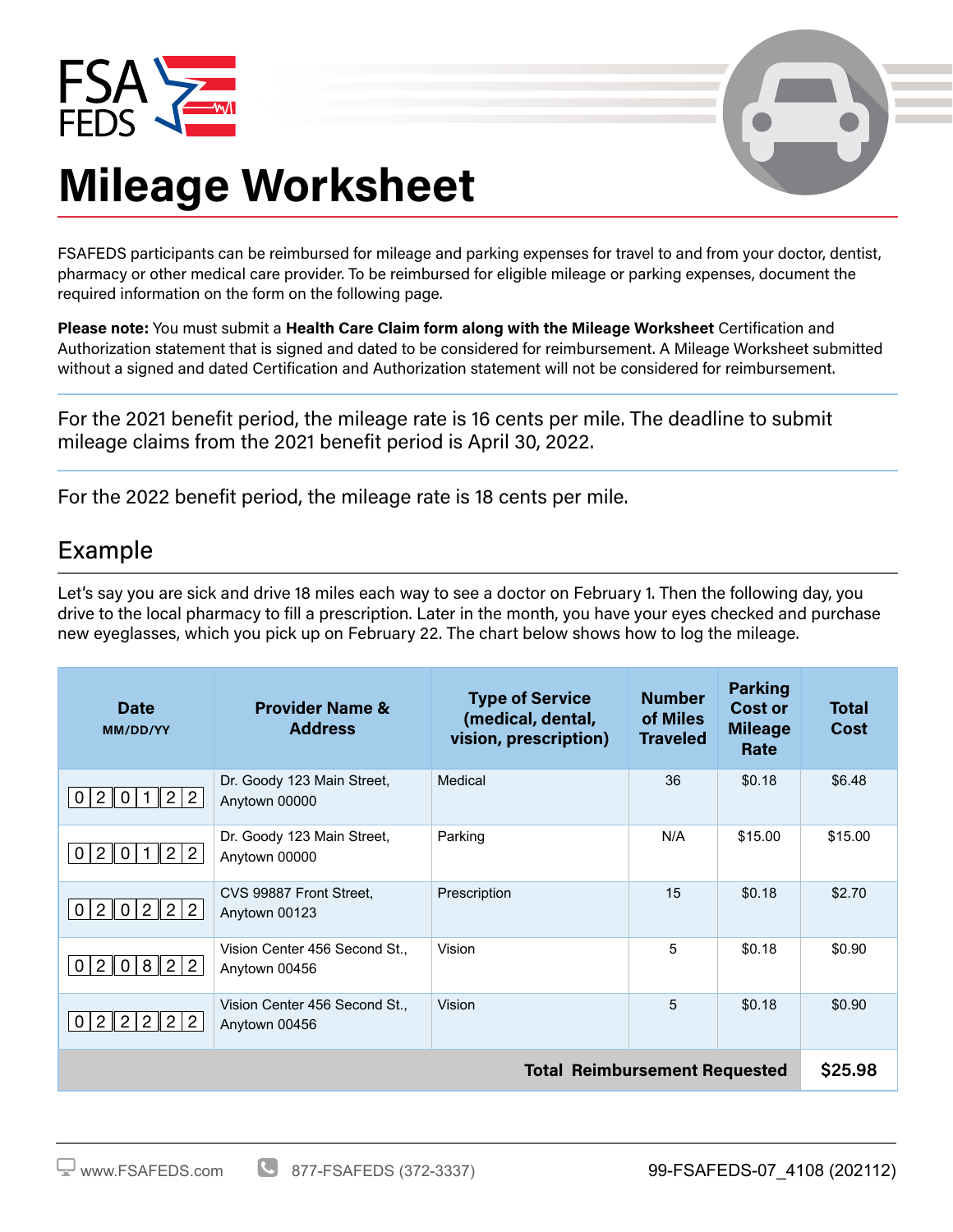FSA FEDS

# Mileage Worksheet

FSAFEDS participants can be reimbursed for mileage and parking expenses for travel to and from your doctor, dentist, pharmacy or other medical care provider. To be reimbursed for eligible mileage or parking expenses, document the required information on the form on the following page.

**Please note:** You must submit a **Health Care Claim form along with the Mileage Worksheet** Certification and Authorization statement that is signed and dated to be considered for reimbursement. A Mileage Worksheet submitted without a signed and dated Certification and Authorization statement will not be considered for reimbursement.

For the 2021 benefit period, the mileage rate is 16 cents per mile. The deadline to submit mileage claims from the 2021 benefit period is April 30, 2022.

For the 2022 benefit period, the mileage rate is 18 cents per mile.

## Example

Let's say you are sick and drive 18 miles each way to see a doctor on February 1. Then the following day, you drive to the local pharmacy to fill a prescription. Later in the month, you have your eyes checked and purchase new eyeglasses, which you pick up on February 22. The chart below shows how to log the mileage.

| Date MM/DD/YY | Provider Name & Address | Type of Service (medical, dental, vision, prescription) | Number of Miles Traveled | Parking Cost or Mileage Rate | Total Cost |
|---|---|---|---|---|---|
| 02 01 22 | Dr. Goody 123 Main Street, Anytown 00000 | Medical | 36 | $0.18 | $6.48 |
| 02 01 22 | Dr. Goody 123 Main Street, Anytown 00000 | Parking | N/A | $15.00 | $15.00 |
| 02 02 22 | CVS 99887 Front Street, Anytown 00123 | Prescription | 15 | $0.18 | $2.70 |
| 02 08 22 | Vision Center 456 Second St., Anytown 00456 | Vision | 5 | $0.18 | $0.90 |
| 02 22 22 | Vision Center 456 Second St., Anytown 00456 | Vision | 5 | $0.18 | $0.90 |
| | | | | **Total Reimbursement Requested** | **$25.98** |

www.FSAFEDS.com 877-FSAFEDS (372-3337) 99-FSAFEDS-07_4108 (202112)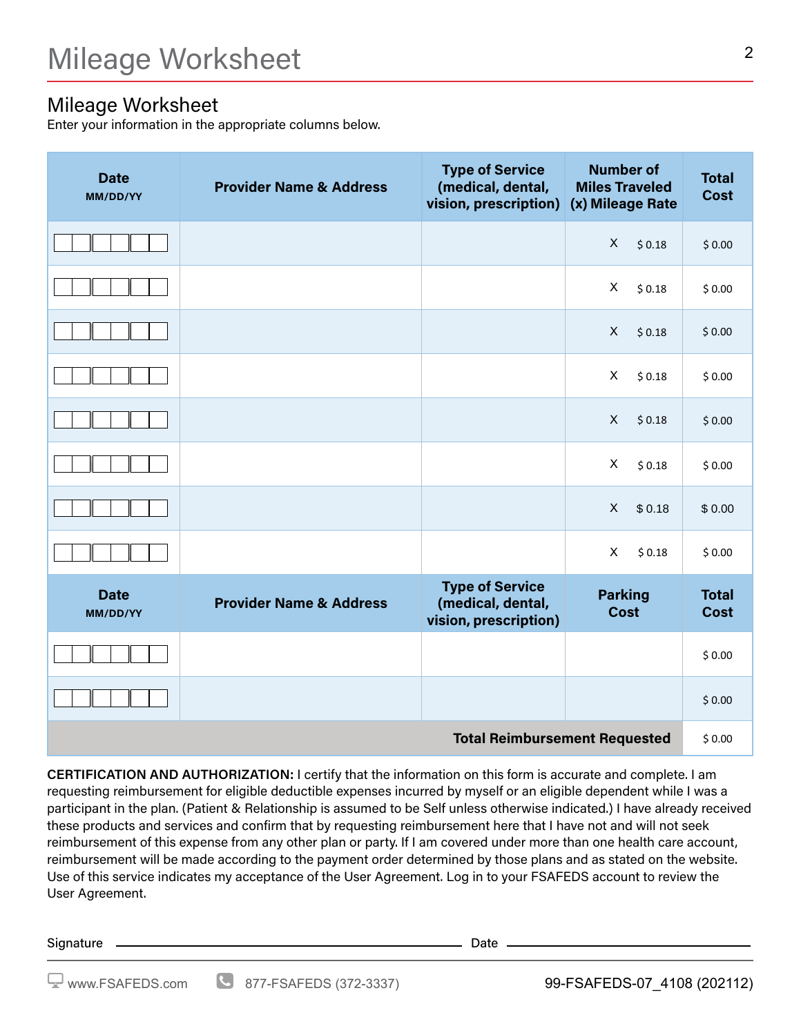# Mileage Worksheet

## Mileage Worksheet

Enter your information in the appropriate columns below.

| Date MM/DD/YY | Provider Name & Address | Type of Service (medical, dental, vision, prescription) | Number of Miles Traveled (x) Mileage Rate | Total Cost |
|---|---|---|---|---|
| | | | X $ 0.18 | $ 0.00 |
| | | | X $ 0.18 | $ 0.00 |
| | | | X $ 0.18 | $ 0.00 |
| | | | X $ 0.18 | $ 0.00 |
| | | | X $ 0.18 | $ 0.00 |
| | | | X $ 0.18 | $ 0.00 |
| | | | X $ 0.18 | $ 0.00 |
| | | | X $ 0.18 | $ 0.00 |
| **Date MM/DD/YY** | **Provider Name & Address** | **Type of Service (medical, dental, vision, prescription)** | **Parking Cost** | **Total Cost** |
| | | | | $ 0.00 |
| | | | | $ 0.00 |
| | | | **Total Reimbursement Requested** | $ 0.00 |

**CERTIFICATION AND AUTHORIZATION:** I certify that the information on this form is accurate and complete. I am requesting reimbursement for eligible deductible expenses incurred by myself or an eligible dependent while I was a participant in the plan. (Patient & Relationship is assumed to be Self unless otherwise indicated.) I have already received these products and services and confirm that by requesting reimbursement here that I have not and will not seek reimbursement of this expense from any other plan or party. If I am covered under more than one health care account, reimbursement will be made according to the payment order determined by those plans and as stated on the website. Use of this service indicates my acceptance of the User Agreement. Log in to your FSAFEDS account to review the User Agreement.

Signature ______________________ Date ______________________

www.FSAFEDS.com 877-FSAFEDS (372-3337) 99-FSAFEDS-07_4108 (202112)